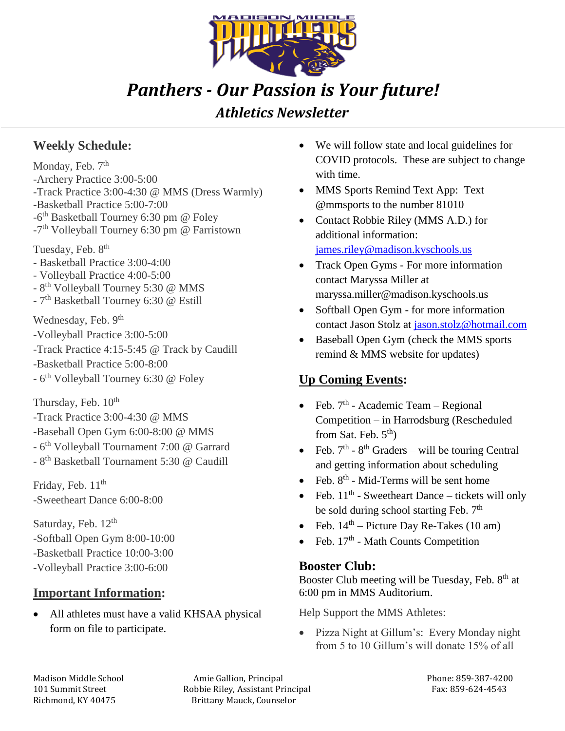# *Panthers - Our Passion is Your future!*

## *Athletics Newsletter*

## Weekly Schedule:

Monday, Feb. 7th
-Archery Practice 3:00-5:00
-Track Practice 3:00-4:30 @ MMS (Dress Warmly)
-Basketball Practice 5:00-7:00
-6th Basketball Tourney 6:30 pm @ Foley
-7th Volleyball Tourney 6:30 pm @ Farristown

Tuesday, Feb. 8th
- Basketball Practice 3:00-4:00
- Volleyball Practice 4:00-5:00
- 8th Volleyball Tourney 5:30 @ MMS
- 7th Basketball Tourney 6:30 @ Estill

Wednesday, Feb. 9th
-Volleyball Practice 3:00-5:00
-Track Practice 4:15-5:45 @ Track by Caudill
-Basketball Practice 5:00-8:00
- 6th Volleyball Tourney 6:30 @ Foley

Thursday, Feb. 10th
-Track Practice 3:00-4:30 @ MMS
-Baseball Open Gym 6:00-8:00 @ MMS
- 6th Volleyball Tournament 7:00 @ Garrard
- 8th Basketball Tournament 5:30 @ Caudill

Friday, Feb. 11th
-Sweetheart Dance 6:00-8:00

Saturday, Feb. 12th
-Softball Open Gym 8:00-10:00
-Basketball Practice 10:00-3:00
-Volleyball Practice 3:00-6:00

## Important Information:

- All athletes must have a valid KHSAA physical form on file to participate.
- We will follow state and local guidelines for COVID protocols. These are subject to change with time.
- MMS Sports Remind Text App: Text @mmsports to the number 81010
- Contact Robbie Riley (MMS A.D.) for additional information: james.riley@madison.kyschools.us
- Track Open Gyms - For more information contact Maryssa Miller at maryssa.miller@madison.kyschools.us
- Softball Open Gym - for more information contact Jason Stolz at jason.stolz@hotmail.com
- Baseball Open Gym (check the MMS sports remind & MMS website for updates)

## Up Coming Events:

- Feb. 7th - Academic Team – Regional Competition – in Harrodsburg (Rescheduled from Sat. Feb. 5th)
- Feb. 7th - 8th Graders – will be touring Central and getting information about scheduling
- Feb. 8th - Mid-Terms will be sent home
- Feb. 11th - Sweetheart Dance – tickets will only be sold during school starting Feb. 7th
- Feb. 14th – Picture Day Re-Takes (10 am)
- Feb. 17th - Math Counts Competition

## Booster Club:

Booster Club meeting will be Tuesday, Feb. 8th at 6:00 pm in MMS Auditorium.

Help Support the MMS Athletes:

- Pizza Night at Gillum's: Every Monday night from 5 to 10 Gillum's will donate 15% of all

Madison Middle School
101 Summit Street
Richmond, KY 40475

Amie Gallion, Principal
Robbie Riley, Assistant Principal
Brittany Mauck, Counselor

Phone: 859-387-4200
Fax: 859-624-4543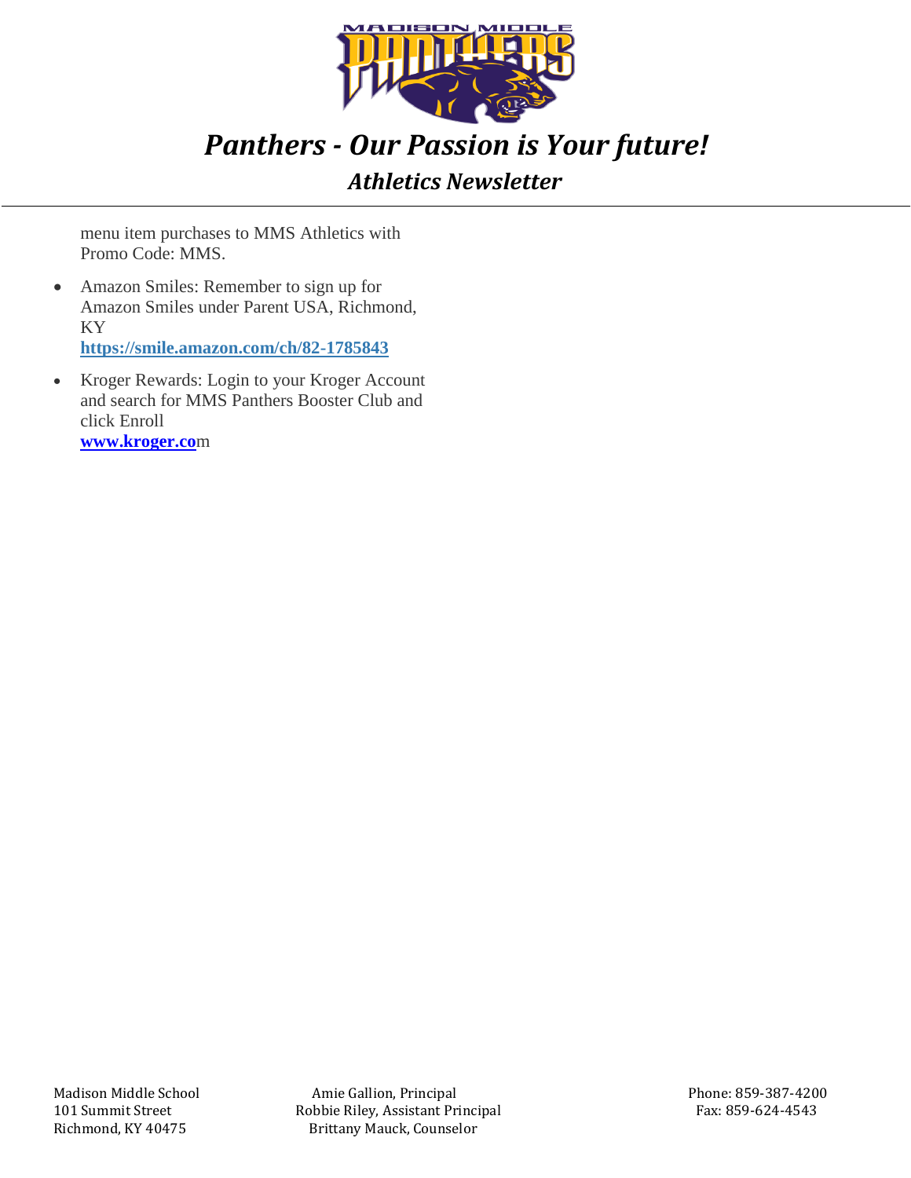menu item purchases to MMS Athletics with Promo Code: MMS.

- Amazon Smiles: Remember to sign up for Amazon Smiles under Parent USA, Richmond, KY **https://smile.amazon.com/ch/82-1785843**
- Kroger Rewards: Login to your Kroger Account and search for MMS Panthers Booster Club and click Enroll **www.kroger.co**m